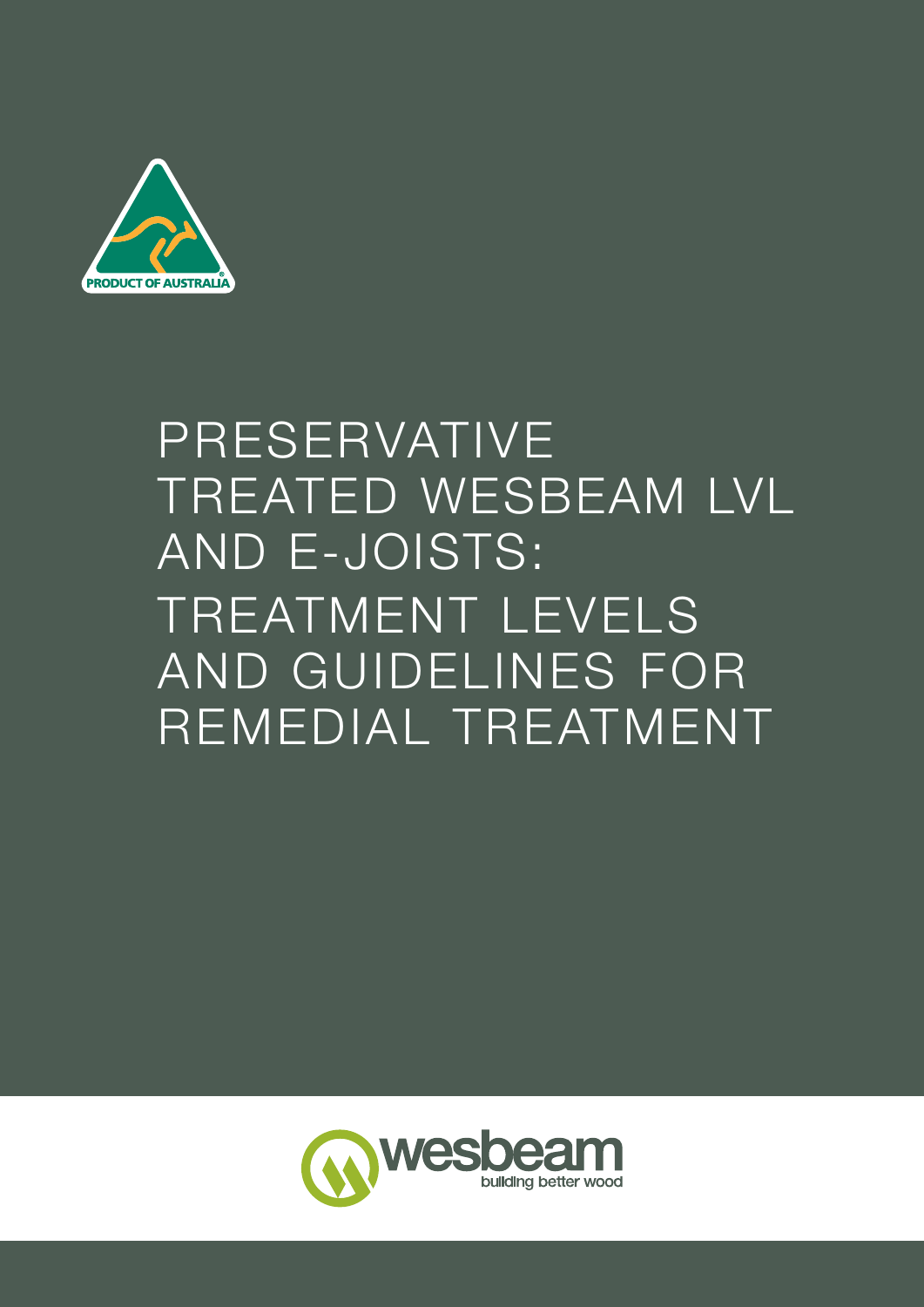PRODUCT OF AUSTRALIA

# PRESERVATIVE TREATED WESBEAM LVL AND E-JOISTS: TREATMENT LEVELS AND GUIDELINES FOR REMEDIAL TREATMENT

wesbeam

building better wood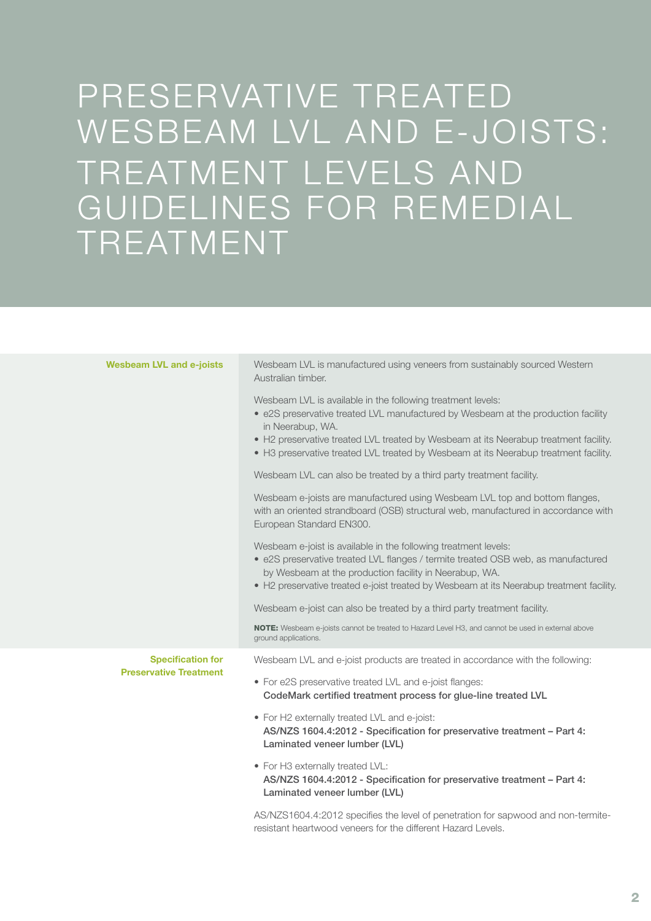# PRESERVATIVE TREATED WESBEAM LVL AND E-JOISTS: TREATMENT LEVELS AND GUIDELINES FOR REMEDIAL TREATMENT

## Wesbeam LVL and e-joists

Wesbeam LVL is manufactured using veneers from sustainably sourced Western Australian timber.

Wesbeam LVL is available in the following treatment levels:

- e2S preservative treated LVL manufactured by Wesbeam at the production facility in Neerabup, WA.
- H2 preservative treated LVL treated by Wesbeam at its Neerabup treatment facility.
- H3 preservative treated LVL treated by Wesbeam at its Neerabup treatment facility.

Wesbeam LVL can also be treated by a third party treatment facility.

Wesbeam e-joists are manufactured using Wesbeam LVL top and bottom flanges, with an oriented strandboard (OSB) structural web, manufactured in accordance with European Standard EN300.

Wesbeam e-joist is available in the following treatment levels:

- e2S preservative treated LVL flanges / termite treated OSB web, as manufactured by Wesbeam at the production facility in Neerabup, WA.
- H2 preservative treated e-joist treated by Wesbeam at its Neerabup treatment facility.

Wesbeam e-joist can also be treated by a third party treatment facility.

**NOTE:** Wesbeam e-joists cannot be treated to Hazard Level H3, and cannot be used in external above ground applications.

## Specification for Preservative Treatment

Wesbeam LVL and e-joist products are treated in accordance with the following:

- For e2S preservative treated LVL and e-joist flanges:
  **CodeMark certified treatment process for glue-line treated LVL**
- For H2 externally treated LVL and e-joist:
  **AS/NZS 1604.4:2012 - Specification for preservative treatment – Part 4: Laminated veneer lumber (LVL)**
- For H3 externally treated LVL:
  **AS/NZS 1604.4:2012 - Specification for preservative treatment – Part 4: Laminated veneer lumber (LVL)**

AS/NZS1604.4:2012 specifies the level of penetration for sapwood and non-termite-resistant heartwood veneers for the different Hazard Levels.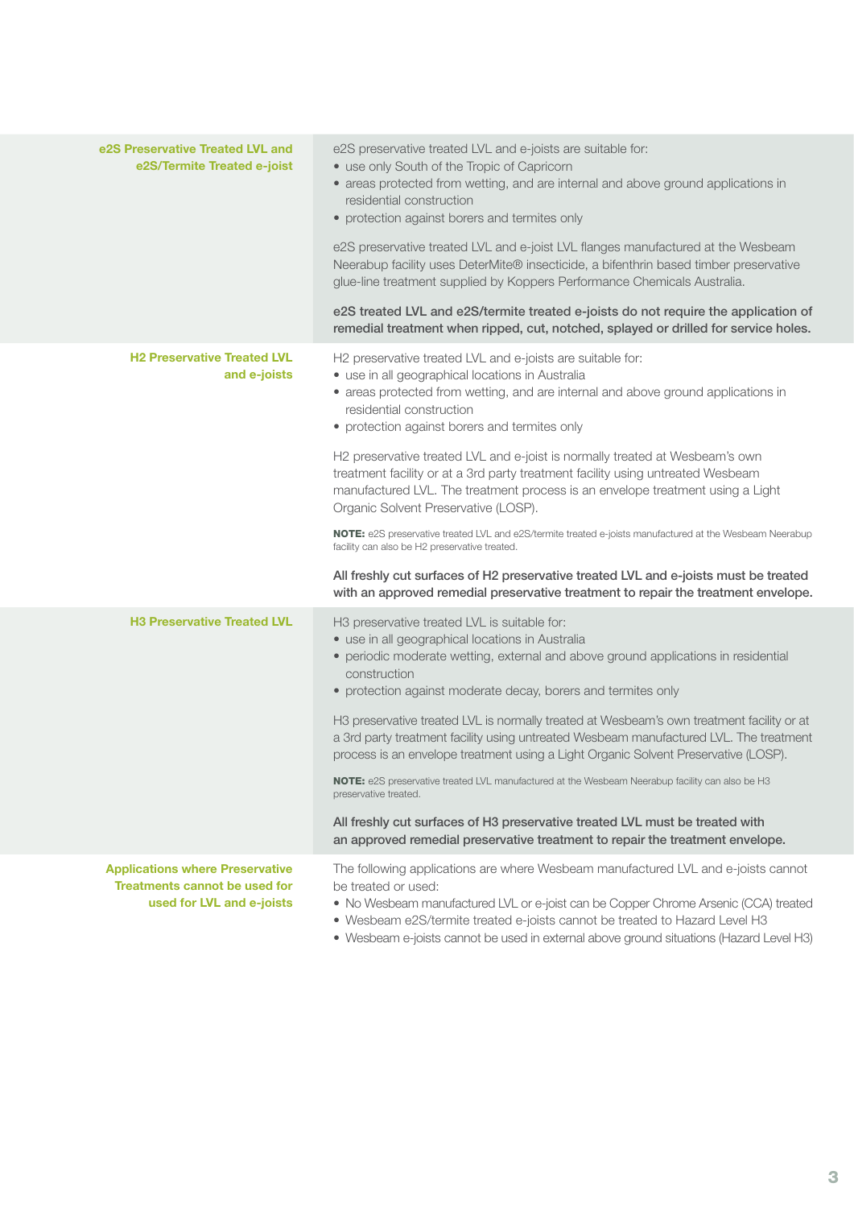### e2S Preservative Treated LVL and e2S/Termite Treated e-joist

e2S preservative treated LVL and e-joists are suitable for:

- use only South of the Tropic of Capricorn
- areas protected from wetting, and are internal and above ground applications in residential construction
- protection against borers and termites only

e2S preservative treated LVL and e-joist LVL flanges manufactured at the Wesbeam Neerabup facility uses DeterMite® insecticide, a bifenthrin based timber preservative glue-line treatment supplied by Koppers Performance Chemicals Australia.

**e2S treated LVL and e2S/termite treated e-joists do not require the application of remedial treatment when ripped, cut, notched, splayed or drilled for service holes.**

### H2 Preservative Treated LVL and e-joists

H2 preservative treated LVL and e-joists are suitable for:

- use in all geographical locations in Australia
- areas protected from wetting, and are internal and above ground applications in residential construction
- protection against borers and termites only

H2 preservative treated LVL and e-joist is normally treated at Wesbeam's own treatment facility or at a 3rd party treatment facility using untreated Wesbeam manufactured LVL. The treatment process is an envelope treatment using a Light Organic Solvent Preservative (LOSP).

**NOTE:** e2S preservative treated LVL and e2S/termite treated e-joists manufactured at the Wesbeam Neerabup facility can also be H2 preservative treated.

**All freshly cut surfaces of H2 preservative treated LVL and e-joists must be treated with an approved remedial preservative treatment to repair the treatment envelope.**

### H3 Preservative Treated LVL

H3 preservative treated LVL is suitable for:

- use in all geographical locations in Australia
- periodic moderate wetting, external and above ground applications in residential construction
- protection against moderate decay, borers and termites only

H3 preservative treated LVL is normally treated at Wesbeam's own treatment facility or at a 3rd party treatment facility using untreated Wesbeam manufactured LVL. The treatment process is an envelope treatment using a Light Organic Solvent Preservative (LOSP).

**NOTE:** e2S preservative treated LVL manufactured at the Wesbeam Neerabup facility can also be H3 preservative treated.

**All freshly cut surfaces of H3 preservative treated LVL must be treated with an approved remedial preservative treatment to repair the treatment envelope.**

### Applications where Preservative Treatments cannot be used for used for LVL and e-joists

The following applications are where Wesbeam manufactured LVL and e-joists cannot be treated or used:

- No Wesbeam manufactured LVL or e-joist can be Copper Chrome Arsenic (CCA) treated
- Wesbeam e2S/termite treated e-joists cannot be treated to Hazard Level H3
- Wesbeam e-joists cannot be used in external above ground situations (Hazard Level H3)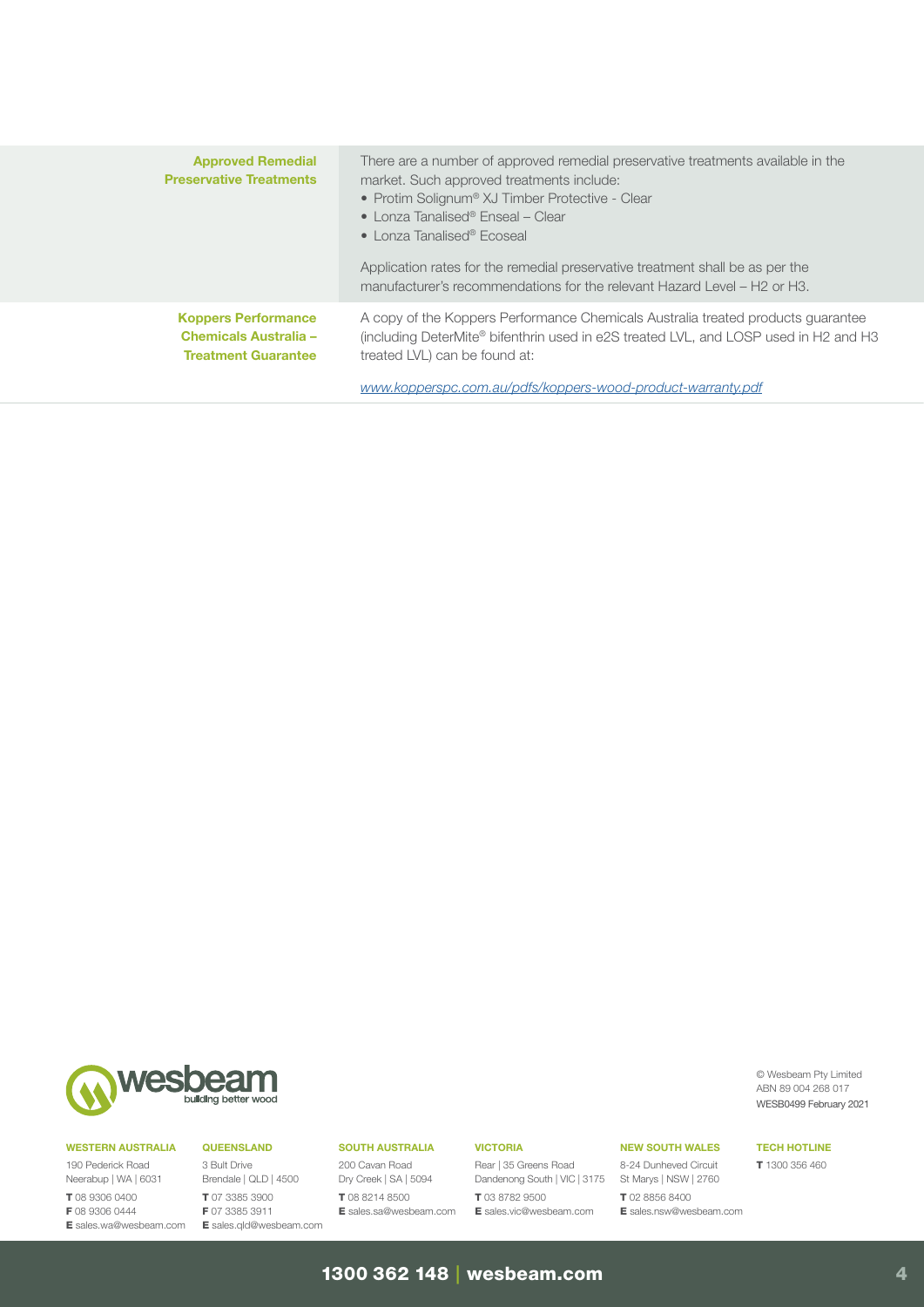| | |
|---|---|
| **Approved Remedial Preservative Treatments** | There are a number of approved remedial preservative treatments available in the market. Such approved treatments include:<br>• Protim Solignum® XJ Timber Protective - Clear<br>• Lonza Tanalised® Enseal – Clear<br>• Lonza Tanalised® Ecoseal<br><br>Application rates for the remedial preservative treatment shall be as per the manufacturer's recommendations for the relevant Hazard Level – H2 or H3. |
| **Koppers Performance Chemicals Australia – Treatment Guarantee** | A copy of the Koppers Performance Chemicals Australia treated products guarantee (including DeterMite® bifenthrin used in e2S treated LVL, and LOSP used in H2 and H3 treated LVL) can be found at:<br><br>*www.kopperspc.com.au/pdfs/koppers-wood-product-warranty.pdf* |

wesbeam
building better wood

© Wesbeam Pty Limited
ABN 89 004 268 017
WESB0499 February 2021

**WESTERN AUSTRALIA**
190 Pederick Road
Neerabup | WA | 6031
**T** 08 9306 0400
**F** 08 9306 0444
**E** sales.wa@wesbeam.com

**QUEENSLAND**
3 Bult Drive
Brendale | QLD | 4500
**T** 07 3385 3900
**F** 07 3385 3911
**E** sales.qld@wesbeam.com

**SOUTH AUSTRALIA**
200 Cavan Road
Dry Creek | SA | 5094
**T** 08 8214 8500
**E** sales.sa@wesbeam.com

**VICTORIA**
Rear | 35 Greens Road
Dandenong South | VIC | 3175
**T** 03 8782 9500
**E** sales.vic@wesbeam.com

**NEW SOUTH WALES**
8-24 Dunheved Circuit
St Marys | NSW | 2760
**T** 02 8856 8400
**E** sales.nsw@wesbeam.com

**TECH HOTLINE**
**T** 1300 356 460

**1300 362 148 | wesbeam.com**